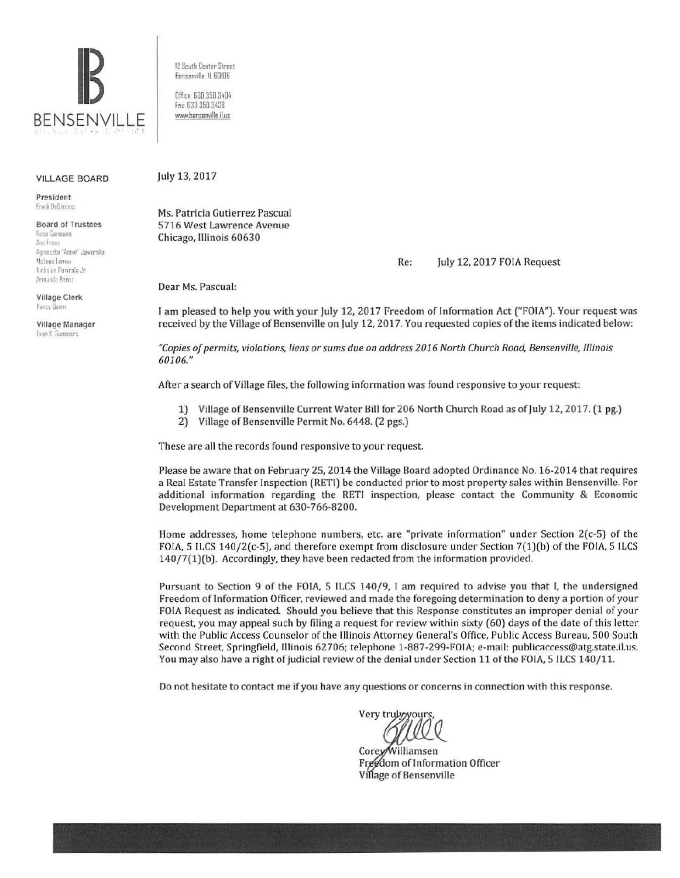BENSENVILLE

VILLAGE CLERK'S OFFICE

12 South Center Street
Bensenville, IL 60106

Office: 630.350.3404
Fax: 630.350.3438
www.bensenville.il.us

**VILLAGE BOARD**

**President**
Frank DeSimone

**Board of Trustees**
Rosa Carmona
Ann Franz
Agnieszka "Annie" Jaworska
McLane Lomax
Nicholas Panicola Jr.
Armando Perez

**Village Clerk**
Nancy Dunn

**Village Manager**
Evan K. Summers

July 13, 2017

Ms. Patricia Gutierrez Pascual
5716 West Lawrence Avenue
Chicago, Illinois 60630

Re: July 12, 2017 FOIA Request

Dear Ms. Pascual:

I am pleased to help you with your July 12, 2017 Freedom of Information Act ("FOIA"). Your request was received by the Village of Bensenville on July 12, 2017. You requested copies of the items indicated below:

*"Copies of permits, violations, liens or sums due on address 2016 North Church Road, Bensenville, Illinois 60106."*

After a search of Village files, the following information was found responsive to your request:

1) Village of Bensenville Current Water Bill for 206 North Church Road as of July 12, 2017. (1 pg.)
2) Village of Bensenville Permit No. 6448. (2 pgs.)

These are all the records found responsive to your request.

Please be aware that on February 25, 2014 the Village Board adopted Ordinance No. 16-2014 that requires a Real Estate Transfer Inspection (RETI) be conducted prior to most property sales within Bensenville. For additional information regarding the RETI inspection, please contact the Community & Economic Development Department at 630-766-8200.

Home addresses, home telephone numbers, etc. are "private information" under Section 2(c-5) of the FOIA, 5 ILCS 140/2(c-5), and therefore exempt from disclosure under Section 7(1)(b) of the FOIA, 5 ILCS 140/7(1)(b). Accordingly, they have been redacted from the information provided.

Pursuant to Section 9 of the FOIA, 5 ILCS 140/9, I am required to advise you that I, the undersigned Freedom of Information Officer, reviewed and made the foregoing determination to deny a portion of your FOIA Request as indicated. Should you believe that this Response constitutes an improper denial of your request, you may appeal such by filing a request for review within sixty (60) days of the date of this letter with the Public Access Counselor of the Illinois Attorney General's Office, Public Access Bureau, 500 South Second Street, Springfield, Illinois 62706; telephone 1-887-299-FOIA; e-mail: publicaccess@atg.state.il.us. You may also have a right of judicial review of the denial under Section 11 of the FOIA, 5 ILCS 140/11.

Do not hesitate to contact me if you have any questions or concerns in connection with this response.

Very truly yours,

Corey Williamsen
Freedom of Information Officer
Village of Bensenville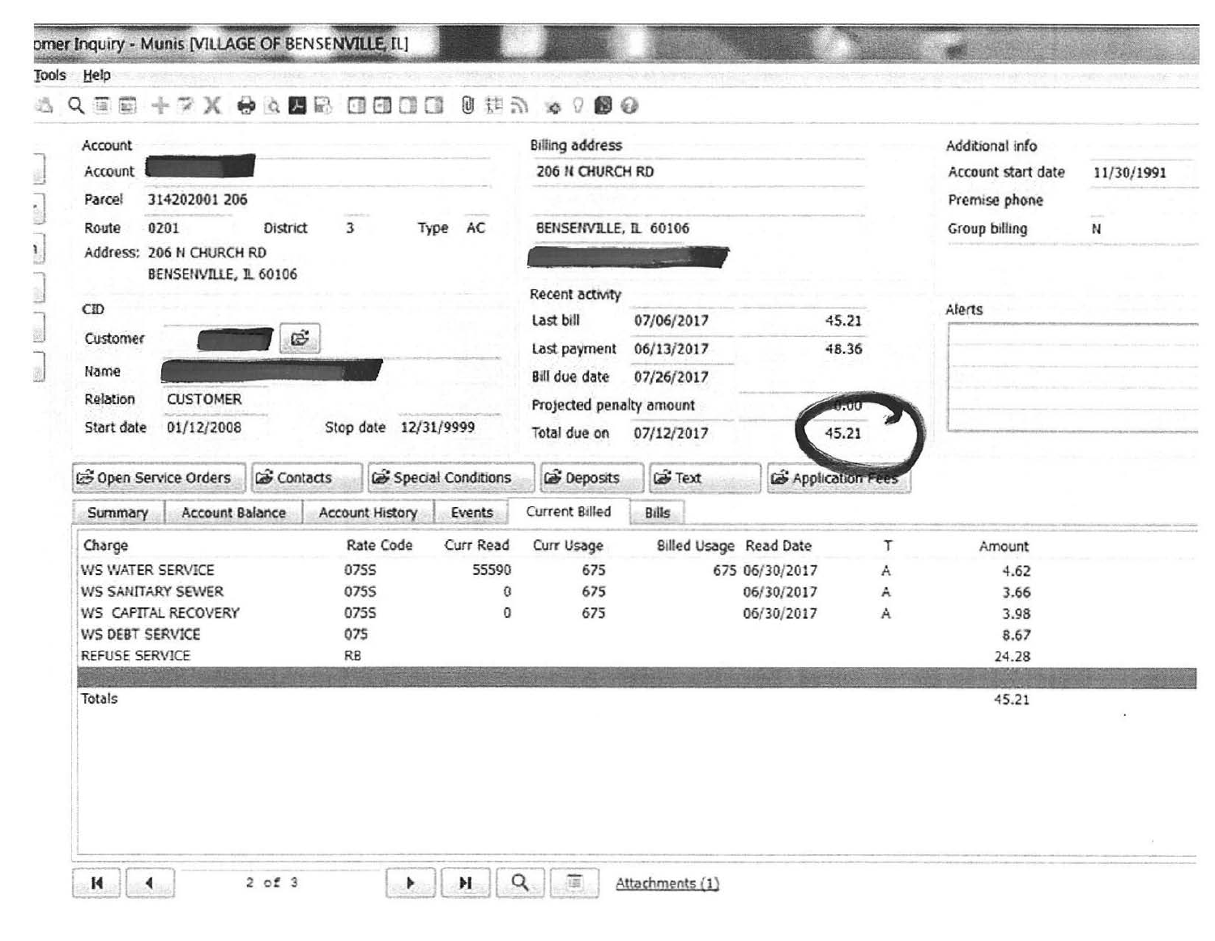omer Inquiry - Munis [VILLAGE OF BENSENVILLE, IL]

Tools Help

**Account**

| | |
|---|---|
| Account | |
| Parcel | 314202001 206 |
| Route | 0201 |
| District | 3 |
| Type | AC |
| Address: | 206 N CHURCH RD BENSENVILLE, IL 60106 |

**CID**

| | |
|---|---|
| Customer | |
| Name | |
| Relation | CUSTOMER |
| Start date | 01/12/2008 |
| Stop date | 12/31/9999 |

**Billing address**

206 N CHURCH RD

BENSENVILLE, IL 60106

**Recent activity**

| | | |
|---|---|---|
| Last bill | 07/06/2017 | 45.21 |
| Last payment | 06/13/2017 | 48.36 |
| Bill due date | 07/26/2017 | |
| Projected penalty amount | | 0.00 |
| Total due on | 07/12/2017 | 45.21 |

**Additional info**

| | |
|---|---|
| Account start date | 11/30/1991 |
| Premise phone | |
| Group billing | N |

**Alerts**

Open Service Orders | Contacts | Special Conditions | Deposits | Text | Application Fees

Summary | Account Balance | Account History | Events | Current Billed | Bills

| Charge | Rate Code | Curr Read | Curr Usage | Billed Usage | Read Date | T | Amount |
|---|---|---|---|---|---|---|---|
| WS WATER SERVICE | 075S | 55590 | 675 | 675 | 06/30/2017 | A | 4.62 |
| WS SANITARY SEWER | 075S | 0 | 675 | | 06/30/2017 | A | 3.66 |
| WS CAPITAL RECOVERY | 075S | 0 | 675 | | 06/30/2017 | A | 3.98 |
| WS DEBT SERVICE | 075 | | | | | | 8.67 |
| REFUSE SERVICE | RB | | | | | | 24.28 |
| Totals | | | | | | | 45.21 |

2 of 3

Attachments (1)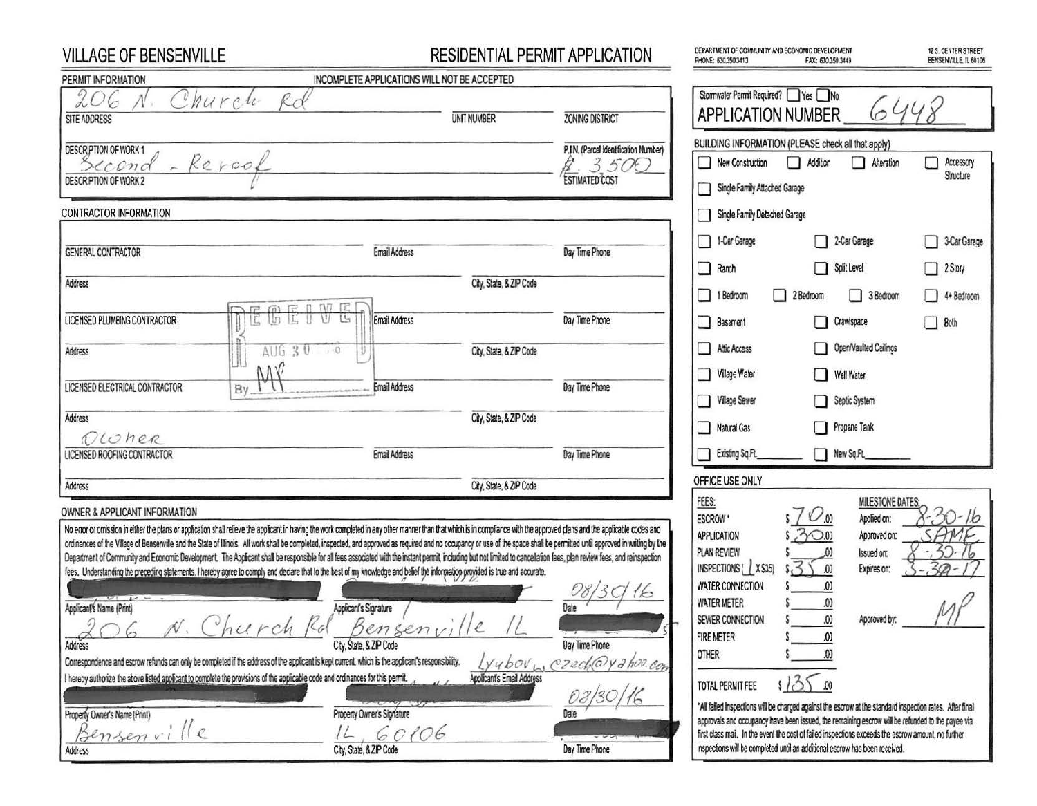# VILLAGE OF BENSENVILLE

# RESIDENTIAL PERMIT APPLICATION

DEPARTMENT OF COMMUNITY AND ECONOMIC DEVELOPMENT
PHONE: 630.350.3413 FAX: 630.350.3449

12 S. CENTER STREET
BENSENVILLE, IL 60106

## PERMIT INFORMATION

INCOMPLETE APPLICATIONS WILL NOT BE ACCEPTED

| SITE ADDRESS | UNIT NUMBER | ZONING DISTRICT |
|---|---|---|
| 206 N. Church Rd | | |

| DESCRIPTION OF WORK 1 | P.I.N. (Parcel Identification Number) |
|---|---|
| Second - Reroof | $ 3500 |
| DESCRIPTION OF WORK 2 | ESTIMATED COST |

## CONTRACTOR INFORMATION

| | | |
|---|---|---|
| GENERAL CONTRACTOR | Email Address | Day Time Phone |
| Address | City, State, & ZIP Code | |
| LICENSED PLUMBING CONTRACTOR | Email Address | Day Time Phone |
| Address | City, State, & ZIP Code | |
| LICENSED ELECTRICAL CONTRACTOR | Email Address | Day Time Phone |
| Address | City, State, & ZIP Code | |
| Owner | | |
| LICENSED ROOFING CONTRACTOR | Email Address | Day Time Phone |
| Address | City, State, & ZIP Code | |

RECEIVED
AUG 30
By MP

## OWNER & APPLICANT INFORMATION

No error or omission in either the plans or application shall relieve the applicant in having the work completed in any other manner than that which is in compliance with the approved plans and the applicable codes and ordinances of the Village of Bensenville and the State of Illinois. All work shall be completed, inspected, and approved as required and no occupancy or use of the space shall be permitted until approved in writing by the Department of Community and Economic Development. The Applicant shall be responsible for all fees associated with the instant permit, including but not limited to cancellation fees, plan review fees, and reinspection fees. Understanding the preceding statements, I hereby agree to comply and declare that to the best of my knowledge and belief the information provided is true and accurate.

| Applicant's Name (Print) | Applicant's Signature | Date |
|---|---|---|
| | | 08/30/16 |

| Address | City, State, & ZIP Code | Day Time Phone |
|---|---|---|
| 206 N. Church Rd | Bensenville IL | |

Correspondence and escrow refunds can only be completed if the address of the applicant is kept current, which is the applicant's responsibility. Lyubov_czech@yahoo.com
Applicant's Email Address

I hereby authorize the above listed applicant to complete the provisions of the applicable code and ordinances for this permit.

| Property Owner's Name (Print) | Property Owner's Signature | Date |
|---|---|---|
| | | 08/30/16 |

| Address | City, State, & ZIP Code | Day Time Phone |
|---|---|---|
| Bensenville | IL 60106 | |

Stormwater Permit Required? ☐ Yes ☐ No

**APPLICATION NUMBER** 6448

## BUILDING INFORMATION (PLEASE check all that apply)

- ☐ New Construction ☐ Addition ☐ Alteration ☐ Accessory Structure
- ☐ Single Family Attached Garage
- ☐ Single Family Detached Garage
- ☐ 1-Car Garage ☐ 2-Car Garage ☐ 3-Car Garage
- ☐ Ranch ☐ Split Level ☐ 2 Story
- ☐ 1 Bedroom ☐ 2 Bedroom ☐ 3 Bedroom ☐ 4+ Bedroom
- ☐ Basement ☐ Crawlspace ☐ Both
- ☐ Attic Access ☐ Open/Vaulted Ceilings
- ☐ Village Water ☐ Well Water
- ☐ Village Sewer ☐ Septic System
- ☐ Natural Gas ☐ Propane Tank
- ☐ Existing Sq.Ft.\_\_\_\_\_ ☐ New Sq.Ft.\_\_\_\_\_

## OFFICE USE ONLY

| FEES: | | MILESTONE DATES: | |
|---|---|---|---|
| ESCROW* | $ 70.00 | Applied on: | 8-30-16 |
| APPLICATION | $ 30.00 | Approved on: | SAME |
| PLAN REVIEW | $ .00 | Issued on: | 8-30-16 |
| INSPECTIONS [ 1 X $35] | $ 35.00 | Expires on: | 3-30-17 |
| WATER CONNECTION | $ .00 | | |
| WATER METER | $ .00 | | |
| SEWER CONNECTION | $ .00 | Approved by: | MP |
| FIRE METER | $ .00 | | |
| OTHER | $ .00 | | |
| TOTAL PERMIT FEE | $ 135.00 | | |

*All failed inspections will be charged against the escrow at the standard inspection rates. After final approvals and occupancy have been issued, the remaining escrow will be refunded to the payee via first class mail. In the event the cost of failed inspections exceeds the escrow amount, no further inspections will be completed until an additional escrow has been received.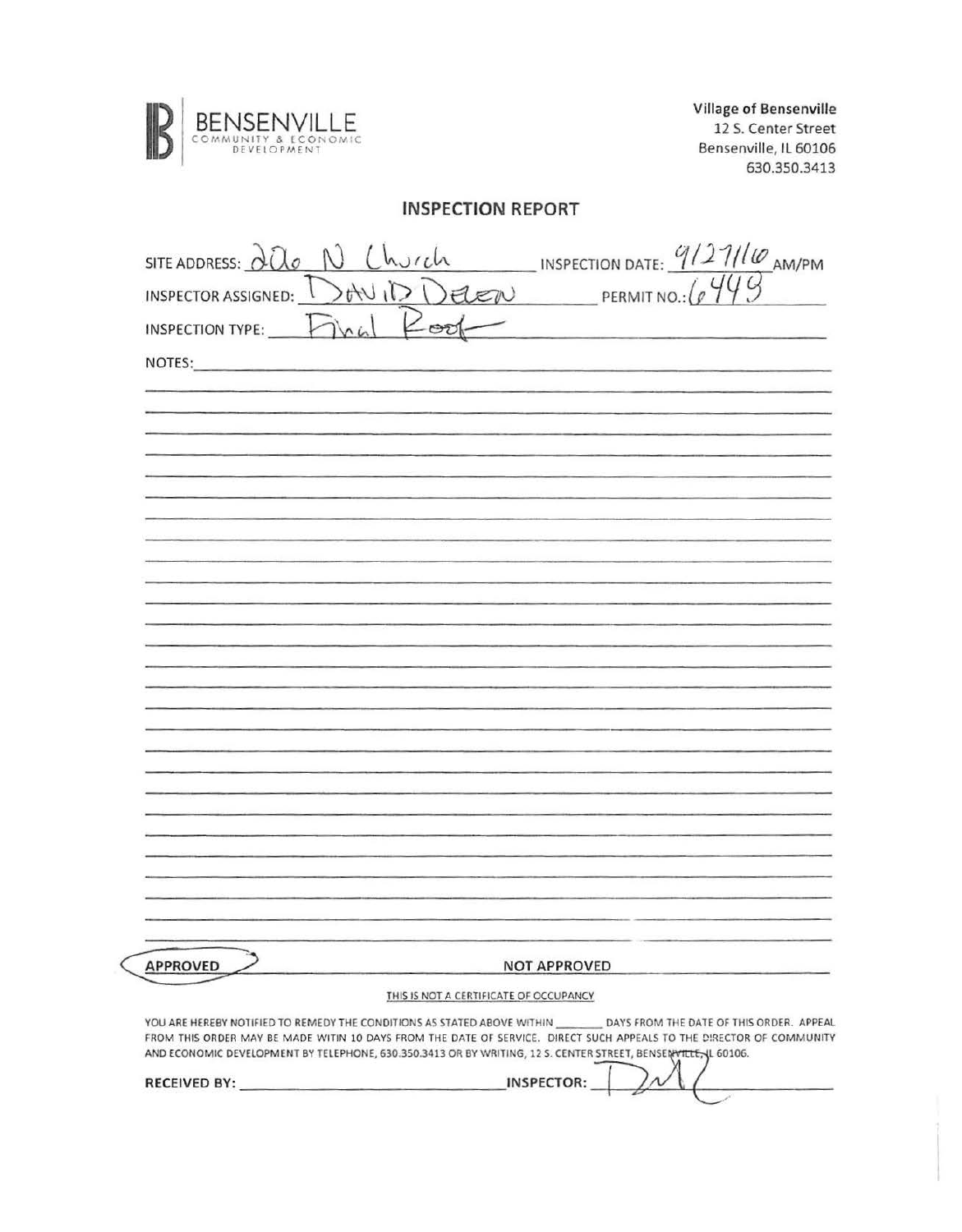BENSENVILLE
COMMUNITY & ECONOMIC DEVELOPMENT

Village of Bensenville
12 S. Center Street
Bensenville, IL 60106
630.350.3413

## INSPECTION REPORT

SITE ADDRESS: 226 N Church INSPECTION DATE: 9/27/16 AM/PM

INSPECTOR ASSIGNED: DAVID DELEON PERMIT NO.: 6449

INSPECTION TYPE: Final Roof

NOTES:

**APPROVED** (circled) NOT APPROVED

THIS IS NOT A CERTIFICATE OF OCCUPANCY

YOU ARE HEREBY NOTIFIED TO REMEDY THE CONDITIONS AS STATED ABOVE WITHIN _______ DAYS FROM THE DATE OF THIS ORDER. APPEAL FROM THIS ORDER MAY BE MADE WITIN 10 DAYS FROM THE DATE OF SERVICE. DIRECT SUCH APPEALS TO THE DIRECTOR OF COMMUNITY AND ECONOMIC DEVELOPMENT BY TELEPHONE, 630.350.3413 OR BY WRITING, 12 S. CENTER STREET, BENSENVILLE, IL 60106.

RECEIVED BY: ____________________ INSPECTOR: DM